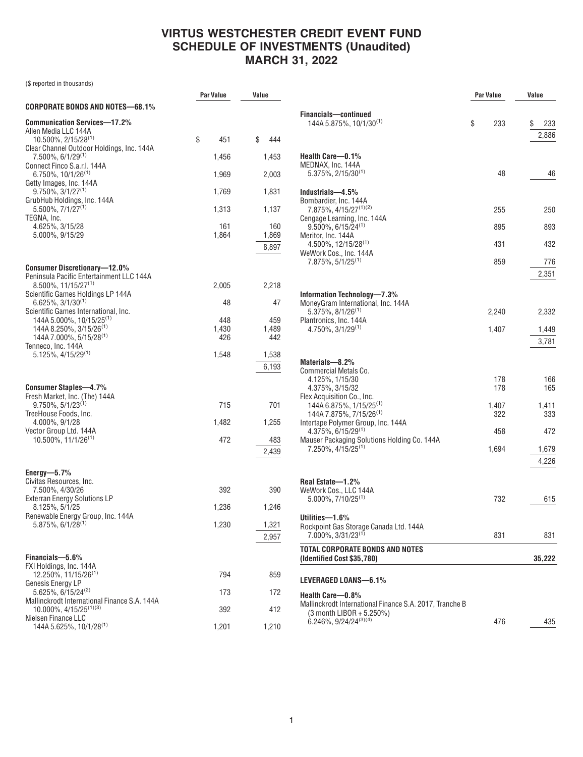# VIRTUS WESTCHESTER CREDIT EVENT FUND
# SCHEDULE OF INVESTMENTS (Unaudited)
# MARCH 31, 2022

($ reported in thousands)

| | Par Value | Value |
|---|---|---|
| **CORPORATE BONDS AND NOTES—68.1%** | | |
| **Communication Services—17.2%** | | |
| Allen Media LLC 144A 10.500%, 2/15/28[(1)] | $ 451 | $ 444 |
| Clear Channel Outdoor Holdings, Inc. 144A 7.500%, 6/1/29[(1)] | 1,456 | 1,453 |
| Connect Finco S.a.r.l. 144A 6.750%, 10/1/26[(1)] | 1,969 | 2,003 |
| Getty Images, Inc. 144A 9.750%, 3/1/27[(1)] | 1,769 | 1,831 |
| GrubHub Holdings, Inc. 144A 5.500%, 7/1/27[(1)] | 1,313 | 1,137 |
| TEGNA, Inc. | | |
| 4.625%, 3/15/28 | 161 | 160 |
| 5.000%, 9/15/29 | 1,864 | 1,869 |
| | | 8,897 |
| **Consumer Discretionary—12.0%** | | |
| Peninsula Pacific Entertainment LLC 144A 8.500%, 11/15/27[(1)] | 2,005 | 2,218 |
| Scientific Games Holdings LP 144A 6.625%, 3/1/30[(1)] | 48 | 47 |
| Scientific Games International, Inc. | | |
| 144A 5.000%, 10/15/25[(1)] | 448 | 459 |
| 144A 8.250%, 3/15/26[(1)] | 1,430 | 1,489 |
| 144A 7.000%, 5/15/28[(1)] | 426 | 442 |
| Tenneco, Inc. 144A 5.125%, 4/15/29[(1)] | 1,548 | 1,538 |
| | | 6,193 |
| **Consumer Staples—4.7%** | | |
| Fresh Market, Inc. (The) 144A 9.750%, 5/1/23[(1)] | 715 | 701 |
| TreeHouse Foods, Inc. 4.000%, 9/1/28 | 1,482 | 1,255 |
| Vector Group Ltd. 144A 10.500%, 11/1/26[(1)] | 472 | 483 |
| | | 2,439 |
| **Energy—5.7%** | | |
| Civitas Resources, Inc. 7.500%, 4/30/26 | 392 | 390 |
| Exterran Energy Solutions LP 8.125%, 5/1/25 | 1,236 | 1,246 |
| Renewable Energy Group, Inc. 144A 5.875%, 6/1/28[(1)] | 1,230 | 1,321 |
| | | 2,957 |
| **Financials—5.6%** | | |
| FXI Holdings, Inc. 144A 12.250%, 11/15/26[(1)] | 794 | 859 |
| Genesis Energy LP 5.625%, 6/15/24[(2)] | 173 | 172 |
| Mallinckrodt International Finance S.A. 144A 10.000%, 4/15/25[(1)(3)] | 392 | 412 |
| Nielsen Finance LLC | | |
| 144A 5.625%, 10/1/28[(1)] | 1,201 | 1,210 |
| 144A 5.875%, 10/1/30[(1)] | $ 233 | $ 233 |
| | | 2,886 |
| **Health Care—0.1%** | | |
| MEDNAX, Inc. 144A 5.375%, 2/15/30[(1)] | 48 | 46 |
| **Industrials—4.5%** | | |
| Bombardier, Inc. 144A 7.875%, 4/15/27[(1)(2)] | 255 | 250 |
| Cengage Learning, Inc. 144A 9.500%, 6/15/24[(1)] | 895 | 893 |
| Meritor, Inc. 144A 4.500%, 12/15/28[(1)] | 431 | 432 |
| WeWork Cos., Inc. 144A 7.875%, 5/1/25[(1)] | 859 | 776 |
| | | 2,351 |
| **Information Technology—7.3%** | | |
| MoneyGram International, Inc. 144A 5.375%, 8/1/26[(1)] | 2,240 | 2,332 |
| Plantronics, Inc. 144A 4.750%, 3/1/29[(1)] | 1,407 | 1,449 |
| | | 3,781 |
| **Materials—8.2%** | | |
| Commercial Metals Co. | | |
| 4.125%, 1/15/30 | 178 | 166 |
| 4.375%, 3/15/32 | 178 | 165 |
| Flex Acquisition Co., Inc. | | |
| 144A 6.875%, 1/15/25[(1)] | 1,407 | 1,411 |
| 144A 7.875%, 7/15/26[(1)] | 322 | 333 |
| Intertape Polymer Group, Inc. 144A 4.375%, 6/15/29[(1)] | 458 | 472 |
| Mauser Packaging Solutions Holding Co. 144A 7.250%, 4/15/25[(1)] | 1,694 | 1,679 |
| | | 4,226 |
| **Real Estate—1.2%** | | |
| WeWork Cos., LLC 144A 5.000%, 7/10/25[(1)] | 732 | 615 |
| **Utilities—1.6%** | | |
| Rockpoint Gas Storage Canada Ltd. 144A 7.000%, 3/31/23[(1)] | 831 | 831 |
| **TOTAL CORPORATE BONDS AND NOTES (Identified Cost $35,780)** | | **35,222** |
| **LEVERAGED LOANS—6.1%** | | |
| **Health Care—0.8%** | | |
| Mallinckrodt International Finance S.A. 2017, Tranche B (3 month LIBOR + 5.250%) 6.246%, 9/24/24[(3)(4)] | 476 | 435 |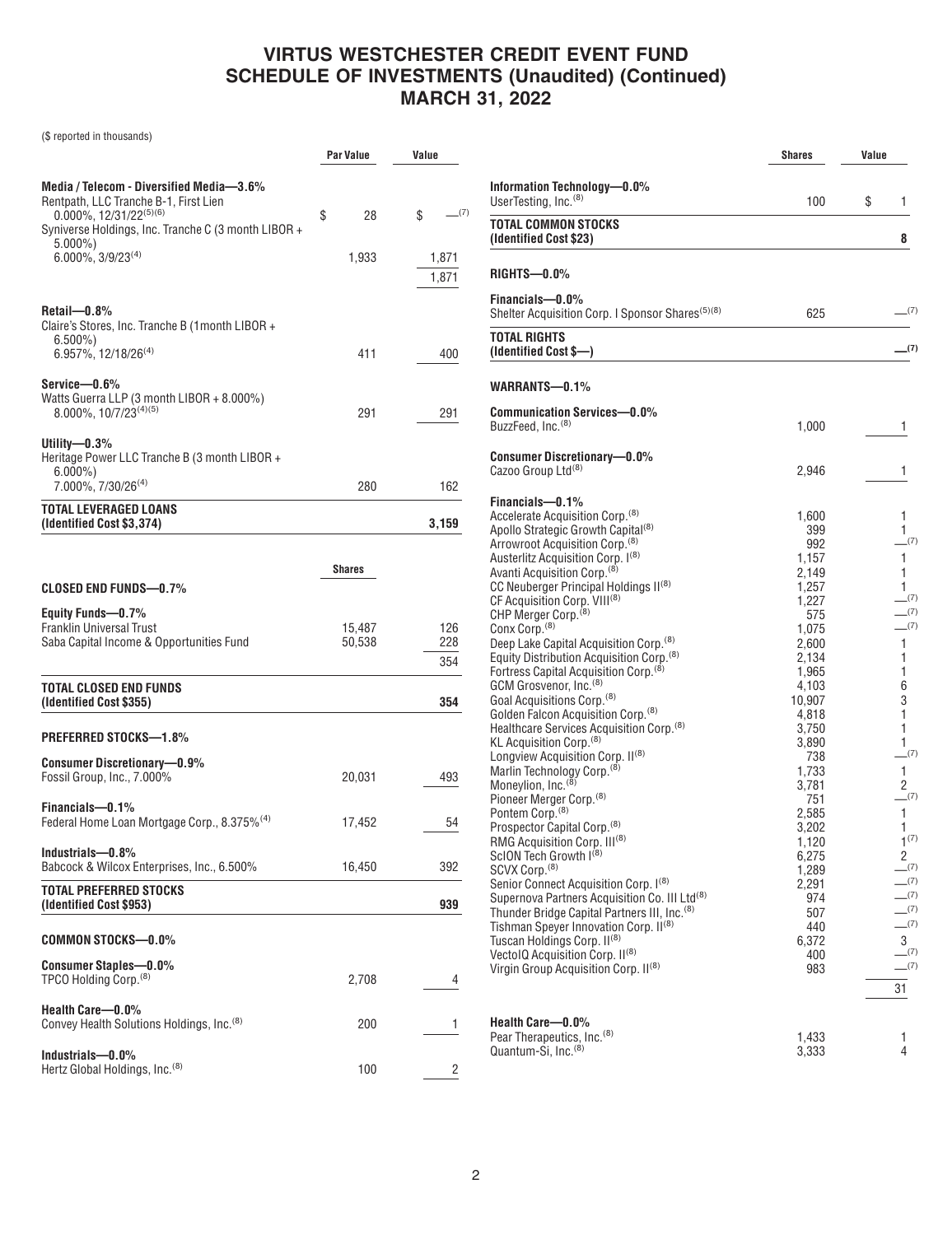# VIRTUS WESTCHESTER CREDIT EVENT FUND
## SCHEDULE OF INVESTMENTS (Unaudited) (Continued)
## MARCH 31, 2022

($ reported in thousands)

| | Par Value | Value |
|---|---|---|
| **Media / Telecom - Diversified Media—3.6%** | | |
| Rentpath, LLC Tranche B-1, First Lien 0.000%, 12/31/22[(5)(6)] | $ 28 | $ —[(7)] |
| Syniverse Holdings, Inc. Tranche C (3 month LIBOR + 5.000%) 6.000%, 3/9/23[(4)] | 1,933 | 1,871 |
| | | 1,871 |
| **Retail—0.8%** | | |
| Claire's Stores, Inc. Tranche B (1month LIBOR + 6.500%) 6.957%, 12/18/26[(4)] | 411 | 400 |
| **Service—0.6%** | | |
| Watts Guerra LLP (3 month LIBOR + 8.000%) 8.000%, 10/7/23[(4)(5)] | 291 | 291 |
| **Utility—0.3%** | | |
| Heritage Power LLC Tranche B (3 month LIBOR + 6.000%) 7.000%, 7/30/26[(4)] | 280 | 162 |
| **TOTAL LEVERAGED LOANS (Identified Cost $3,374)** | | **3,159** |

| | Shares | Value |
|---|---|---|
| **CLOSED END FUNDS—0.7%** | | |
| **Equity Funds—0.7%** | | |
| Franklin Universal Trust | 15,487 | 126 |
| Saba Capital Income & Opportunities Fund | 50,538 | 228 |
| | | 354 |
| **TOTAL CLOSED END FUNDS (Identified Cost $355)** | | **354** |
| **PREFERRED STOCKS—1.8%** | | |
| **Consumer Discretionary—0.9%** | | |
| Fossil Group, Inc., 7.000% | 20,031 | 493 |
| **Financials—0.1%** | | |
| Federal Home Loan Mortgage Corp., 8.375%[(4)] | 17,452 | 54 |
| **Industrials—0.8%** | | |
| Babcock & Wilcox Enterprises, Inc., 6.500% | 16,450 | 392 |
| **TOTAL PREFERRED STOCKS (Identified Cost $953)** | | **939** |
| **COMMON STOCKS—0.0%** | | |
| **Consumer Staples—0.0%** | | |
| TPCO Holding Corp.[(8)] | 2,708 | 4 |
| **Health Care—0.0%** | | |
| Convey Health Solutions Holdings, Inc.[(8)] | 200 | 1 |
| **Industrials—0.0%** | | |
| Hertz Global Holdings, Inc.[(8)] | 100 | 2 |
| **Information Technology—0.0%** | | |
| UserTesting, Inc.[(8)] | 100 | $ 1 |
| **TOTAL COMMON STOCKS (Identified Cost $23)** | | **8** |
| **RIGHTS—0.0%** | | |
| **Financials—0.0%** | | |
| Shelter Acquisition Corp. I Sponsor Shares[(5)(8)] | 625 | —[(7)] |
| **TOTAL RIGHTS (Identified Cost $—)** | | **—[(7)]** |
| **WARRANTS—0.1%** | | |
| **Communication Services—0.0%** | | |
| BuzzFeed, Inc.[(8)] | 1,000 | 1 |
| **Consumer Discretionary—0.0%** | | |
| Cazoo Group Ltd[(8)] | 2,946 | 1 |
| **Financials—0.1%** | | |
| Accelerate Acquisition Corp.[(8)] | 1,600 | 1 |
| Apollo Strategic Growth Capital[(8)] | 399 | 1 |
| Arrowroot Acquisition Corp.[(8)] | 992 | —[(7)] |
| Austerlitz Acquisition Corp. I[(8)] | 1,157 | 1 |
| Avanti Acquisition Corp.[(8)] | 2,149 | 1 |
| CC Neuberger Principal Holdings II[(8)] | 1,257 | 1 |
| CF Acquisition Corp. VIII[(8)] | 1,227 | —[(7)] |
| CHP Merger Corp.[(8)] | 575 | —[(7)] |
| Conx Corp.[(8)] | 1,075 | —[(7)] |
| Deep Lake Capital Acquisition Corp.[(8)] | 2,600 | 1 |
| Equity Distribution Acquisition Corp.[(8)] | 2,134 | 1 |
| Fortress Capital Acquisition Corp.[(8)] | 1,965 | 1 |
| GCM Grosvenor, Inc.[(8)] | 4,103 | 6 |
| Goal Acquisitions Corp.[(8)] | 10,907 | 3 |
| Golden Falcon Acquisition Corp.[(8)] | 4,818 | 1 |
| Healthcare Services Acquisition Corp.[(8)] | 3,750 | 1 |
| KL Acquisition Corp.[(8)] | 3,890 | 1 |
| Longview Acquisition Corp. II[(8)] | 738 | —[(7)] |
| Marlin Technology Corp.[(8)] | 1,733 | 1 |
| Moneylion, Inc.[(8)] | 3,781 | 2 |
| Pioneer Merger Corp.[(8)] | 751 | —[(7)] |
| Pontem Corp.[(8)] | 2,585 | 1 |
| Prospector Capital Corp.[(8)] | 3,202 | 1 |
| RMG Acquisition Corp. III[(8)] | 1,120 | 1[(7)] |
| ScION Tech Growth I[(8)] | 6,275 | 2 |
| SCVX Corp.[(8)] | 1,289 | —[(7)] |
| Senior Connect Acquisition Corp. I[(8)] | 2,291 | —[(7)] |
| Supernova Partners Acquisition Co. III Ltd[(8)] | 974 | —[(7)] |
| Thunder Bridge Capital Partners III, Inc.[(8)] | 507 | —[(7)] |
| Tishman Speyer Innovation Corp. II[(8)] | 440 | —[(7)] |
| Tuscan Holdings Corp. II[(8)] | 6,372 | 3 |
| VectoIQ Acquisition Corp. II[(8)] | 400 | —[(7)] |
| Virgin Group Acquisition Corp. II[(8)] | 983 | —[(7)] |
| | | 31 |
| **Health Care—0.0%** | | |
| Pear Therapeutics, Inc.[(8)] | 1,433 | 1 |
| Quantum-Si, Inc.[(8)] | 3,333 | 4 |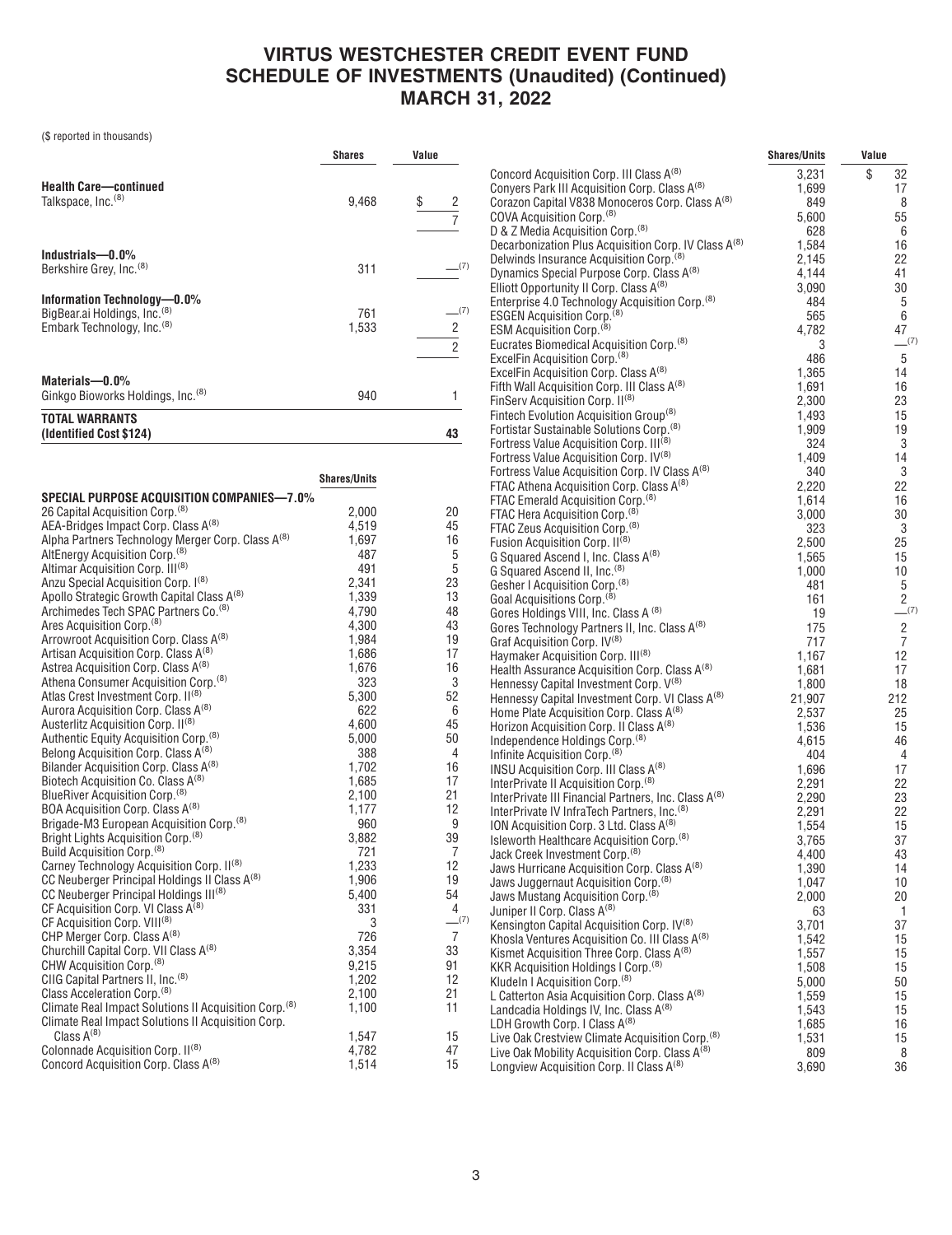# VIRTUS WESTCHESTER CREDIT EVENT FUND
## SCHEDULE OF INVESTMENTS (Unaudited) (Continued)
## MARCH 31, 2022

($ reported in thousands)

| | Shares | Value |
|---|---|---|
| **Health Care—continued** | | |
| Talkspace, Inc.[(8)] | 9,468 | $ 2 |
| | | 7 |
| **Industrials—0.0%** | | |
| Berkshire Grey, Inc.[(8)] | 311 | —[(7)] |
| **Information Technology—0.0%** | | |
| BigBear.ai Holdings, Inc.[(8)] | 761 | —[(7)] |
| Embark Technology, Inc.[(8)] | 1,533 | 2 |
| | | 2 |
| **Materials—0.0%** | | |
| Ginkgo Bioworks Holdings, Inc.[(8)] | 940 | 1 |
| **TOTAL WARRANTS (Identified Cost $124)** | | **43** |

| | Shares/Units | Value |
|---|---|---|
| **SPECIAL PURPOSE ACQUISITION COMPANIES—7.0%** | | |
| 26 Capital Acquisition Corp.[(8)] | 2,000 | 20 |
| AEA-Bridges Impact Corp. Class A[(8)] | 4,519 | 45 |
| Alpha Partners Technology Merger Corp. Class A[(8)] | 1,697 | 16 |
| AltEnergy Acquisition Corp.[(8)] | 487 | 5 |
| Altimar Acquisition Corp. III[(8)] | 491 | 5 |
| Anzu Special Acquisition Corp. I[(8)] | 2,341 | 23 |
| Apollo Strategic Growth Capital Class A[(8)] | 1,339 | 13 |
| Archimedes Tech SPAC Partners Co.[(8)] | 4,790 | 48 |
| Ares Acquisition Corp.[(8)] | 4,300 | 43 |
| Arrowroot Acquisition Corp. Class A[(8)] | 1,984 | 19 |
| Artisan Acquisition Corp. Class A[(8)] | 1,686 | 17 |
| Astrea Acquisition Corp. Class A[(8)] | 1,676 | 16 |
| Athena Consumer Acquisition Corp.[(8)] | 323 | 3 |
| Atlas Crest Investment Corp. II[(8)] | 5,300 | 52 |
| Aurora Acquisition Corp. Class A[(8)] | 622 | 6 |
| Austerlitz Acquisition Corp. II[(8)] | 4,600 | 45 |
| Authentic Equity Acquisition Corp.[(8)] | 5,000 | 50 |
| Belong Acquisition Corp. Class A[(8)] | 388 | 4 |
| Bilander Acquisition Corp. Class A[(8)] | 1,702 | 16 |
| Biotech Acquisition Co. Class A[(8)] | 1,685 | 17 |
| BlueRiver Acquisition Corp.[(8)] | 2,100 | 21 |
| BOA Acquisition Corp. Class A[(8)] | 1,177 | 12 |
| Brigade-M3 European Acquisition Corp.[(8)] | 960 | 9 |
| Bright Lights Acquisition Corp.[(8)] | 3,882 | 39 |
| Build Acquisition Corp.[(8)] | 721 | 7 |
| Carney Technology Acquisition Corp. II[(8)] | 1,233 | 12 |
| CC Neuberger Principal Holdings II Class A[(8)] | 1,906 | 19 |
| CC Neuberger Principal Holdings III[(8)] | 5,400 | 54 |
| CF Acquisition Corp. VI Class A[(8)] | 331 | 4 |
| CF Acquisition Corp. VIII[(8)] | 3 | —[(7)] |
| CHP Merger Corp. Class A[(8)] | 726 | 7 |
| Churchill Capital Corp. VII Class A[(8)] | 3,354 | 33 |
| CHW Acquisition Corp.[(8)] | 9,215 | 91 |
| CIIG Capital Partners II, Inc.[(8)] | 1,202 | 12 |
| Class Acceleration Corp.[(8)] | 2,100 | 21 |
| Climate Real Impact Solutions II Acquisition Corp.[(8)] | 1,100 | 11 |
| Climate Real Impact Solutions II Acquisition Corp. Class A[(8)] | 1,547 | 15 |
| Colonnade Acquisition Corp. II[(8)] | 4,782 | 47 |
| Concord Acquisition Corp. Class A[(8)] | 1,514 | 15 |
| Concord Acquisition Corp. III Class A[(8)] | 3,231 | $ 32 |
| Conyers Park III Acquisition Corp. Class A[(8)] | 1,699 | 17 |
| Corazon Capital V838 Monoceros Corp. Class A[(8)] | 849 | 8 |
| COVA Acquisition Corp.[(8)] | 5,600 | 55 |
| D & Z Media Acquisition Corp.[(8)] | 628 | 6 |
| Decarbonization Plus Acquisition Corp. IV Class A[(8)] | 1,584 | 16 |
| Delwinds Insurance Acquisition Corp.[(8)] | 2,145 | 22 |
| Dynamics Special Purpose Corp. Class A[(8)] | 4,144 | 41 |
| Elliott Opportunity II Corp. Class A[(8)] | 3,090 | 30 |
| Enterprise 4.0 Technology Acquisition Corp.[(8)] | 484 | 5 |
| ESGEN Acquisition Corp.[(8)] | 565 | 6 |
| ESM Acquisition Corp.[(8)] | 4,782 | 47 |
| Eucrates Biomedical Acquisition Corp.[(8)] | 3 | —[(7)] |
| ExcelFin Acquisition Corp.[(8)] | 486 | 5 |
| ExcelFin Acquisition Corp. Class A[(8)] | 1,365 | 14 |
| Fifth Wall Acquisition Corp. III Class A[(8)] | 1,691 | 16 |
| FinServ Acquisition Corp. II[(8)] | 2,300 | 23 |
| Fintech Evolution Acquisition Group[(8)] | 1,493 | 15 |
| Fortistar Sustainable Solutions Corp.[(8)] | 1,909 | 19 |
| Fortress Value Acquisition Corp. III[(8)] | 324 | 3 |
| Fortress Value Acquisition Corp. IV[(8)] | 1,409 | 14 |
| Fortress Value Acquisition Corp. IV Class A[(8)] | 340 | 3 |
| FTAC Athena Acquisition Corp. Class A[(8)] | 2,220 | 22 |
| FTAC Emerald Acquisition Corp.[(8)] | 1,614 | 16 |
| FTAC Hera Acquisition Corp.[(8)] | 3,000 | 30 |
| FTAC Zeus Acquisition Corp.[(8)] | 323 | 3 |
| Fusion Acquisition Corp. II[(8)] | 2,500 | 25 |
| G Squared Ascend I, Inc. Class A[(8)] | 1,565 | 15 |
| G Squared Ascend II, Inc.[(8)] | 1,000 | 10 |
| Gesher I Acquisition Corp.[(8)] | 481 | 5 |
| Goal Acquisitions Corp.[(8)] | 161 | 2 |
| Gores Holdings VIII, Inc. Class A[(8)] | 19 | —[(7)] |
| Gores Technology Partners II, Inc. Class A[(8)] | 175 | 2 |
| Graf Acquisition Corp. IV[(8)] | 717 | 7 |
| Haymaker Acquisition Corp. III[(8)] | 1,167 | 12 |
| Health Assurance Acquisition Corp. Class A[(8)] | 1,681 | 17 |
| Hennessy Capital Investment Corp. V[(8)] | 1,800 | 18 |
| Hennessy Capital Investment Corp. VI Class A[(8)] | 21,907 | 212 |
| Home Plate Acquisition Corp. Class A[(8)] | 2,537 | 25 |
| Horizon Acquisition Corp. II Class A[(8)] | 1,536 | 15 |
| Independence Holdings Corp.[(8)] | 4,615 | 46 |
| Infinite Acquisition Corp.[(8)] | 404 | 4 |
| INSU Acquisition Corp. III Class A[(8)] | 1,696 | 17 |
| InterPrivate II Acquisition Corp.[(8)] | 2,291 | 22 |
| InterPrivate III Financial Partners, Inc. Class A[(8)] | 2,290 | 23 |
| InterPrivate IV InfraTech Partners, Inc.[(8)] | 2,291 | 22 |
| ION Acquisition Corp. 3 Ltd. Class A[(8)] | 1,554 | 15 |
| Isleworth Healthcare Acquisition Corp.[(8)] | 3,765 | 37 |
| Jack Creek Investment Corp.[(8)] | 4,400 | 43 |
| Jaws Hurricane Acquisition Corp. Class A[(8)] | 1,390 | 14 |
| Jaws Juggernaut Acquisition Corp.[(8)] | 1,047 | 10 |
| Jaws Mustang Acquisition Corp.[(8)] | 2,000 | 20 |
| Juniper II Corp. Class A[(8)] | 63 | 1 |
| Kensington Capital Acquisition Corp. IV[(8)] | 3,701 | 37 |
| Khosla Ventures Acquisition Co. III Class A[(8)] | 1,542 | 15 |
| Kismet Acquisition Three Corp. Class A[(8)] | 1,557 | 15 |
| KKR Acquisition Holdings I Corp.[(8)] | 1,508 | 15 |
| KludeIn I Acquisition Corp.[(8)] | 5,000 | 50 |
| L Catterton Asia Acquisition Corp. Class A[(8)] | 1,559 | 15 |
| Landcadia Holdings IV, Inc. Class A[(8)] | 1,543 | 15 |
| LDH Growth Corp. I Class A[(8)] | 1,685 | 16 |
| Live Oak Crestview Climate Acquisition Corp.[(8)] | 1,531 | 15 |
| Live Oak Mobility Acquisition Corp. Class A[(8)] | 809 | 8 |
| Longview Acquisition Corp. II Class A[(8)] | 3,690 | 36 |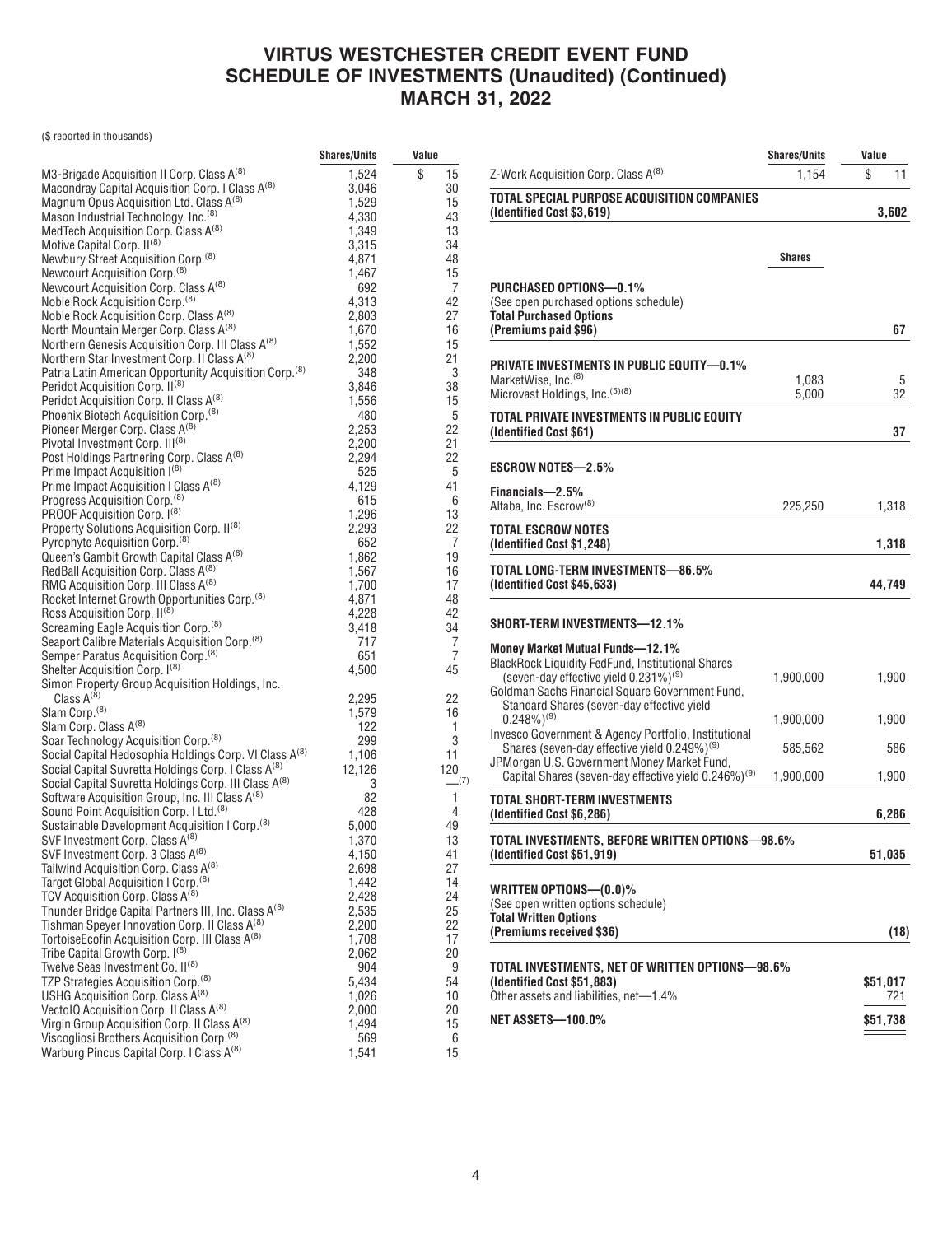# VIRTUS WESTCHESTER CREDIT EVENT FUND
# SCHEDULE OF INVESTMENTS (Unaudited) (Continued)
# MARCH 31, 2022

($ reported in thousands)

| | Shares/Units | Value |
|---|---|---|
| M3-Brigade Acquisition II Corp. Class A[(8)] | 1,524 | $ 15 |
| Macondray Capital Acquisition Corp. I Class A[(8)] | 3,046 | 30 |
| Magnum Opus Acquisition Ltd. Class A[(8)] | 1,529 | 15 |
| Mason Industrial Technology, Inc.[(8)] | 4,330 | 43 |
| MedTech Acquisition Corp. Class A[(8)] | 1,349 | 13 |
| Motive Capital Corp. II[(8)] | 3,315 | 34 |
| Newbury Street Acquisition Corp.[(8)] | 4,871 | 48 |
| Newcourt Acquisition Corp.[(8)] | 1,467 | 15 |
| Newcourt Acquisition Corp. Class A[(8)] | 692 | 7 |
| Noble Rock Acquisition Corp.[(8)] | 4,313 | 42 |
| Noble Rock Acquisition Corp. Class A[(8)] | 2,803 | 27 |
| North Mountain Merger Corp. Class A[(8)] | 1,670 | 16 |
| Northern Genesis Acquisition Corp. III Class A[(8)] | 1,552 | 15 |
| Northern Star Investment Corp. II Class A[(8)] | 2,200 | 21 |
| Patria Latin American Opportunity Acquisition Corp.[(8)] | 348 | 3 |
| Peridot Acquisition Corp. II[(8)] | 3,846 | 38 |
| Peridot Acquisition Corp. II Class A[(8)] | 1,556 | 15 |
| Phoenix Biotech Acquisition Corp.[(8)] | 480 | 5 |
| Pioneer Merger Corp. Class A[(8)] | 2,253 | 22 |
| Pivotal Investment Corp. III[(8)] | 2,200 | 21 |
| Post Holdings Partnering Corp. Class A[(8)] | 2,294 | 22 |
| Prime Impact Acquisition I[(8)] | 525 | 5 |
| Prime Impact Acquisition I Class A[(8)] | 4,129 | 41 |
| Progress Acquisition Corp.[(8)] | 615 | 6 |
| PROOF Acquisition Corp. I[(8)] | 1,296 | 13 |
| Property Solutions Acquisition Corp. II[(8)] | 2,293 | 22 |
| Pyrophyte Acquisition Corp.[(8)] | 652 | 7 |
| Queen's Gambit Growth Capital Class A[(8)] | 1,862 | 19 |
| RedBall Acquisition Corp. Class A[(8)] | 1,567 | 16 |
| RMG Acquisition Corp. III Class A[(8)] | 1,700 | 17 |
| Rocket Internet Growth Opportunities Corp.[(8)] | 4,871 | 48 |
| Ross Acquisition Corp. II[(8)] | 4,228 | 42 |
| Screaming Eagle Acquisition Corp.[(8)] | 3,418 | 34 |
| Seaport Calibre Materials Acquisition Corp.[(8)] | 717 | 7 |
| Semper Paratus Acquisition Corp.[(8)] | 651 | 7 |
| Shelter Acquisition Corp. I[(8)] | 4,500 | 45 |
| Simon Property Group Acquisition Holdings, Inc. Class A[(8)] | 2,295 | 22 |
| Slam Corp.[(8)] | 1,579 | 16 |
| Slam Corp. Class A[(8)] | 122 | 1 |
| Soar Technology Acquisition Corp.[(8)] | 299 | 3 |
| Social Capital Hedosophia Holdings Corp. VI Class A[(8)] | 1,106 | 11 |
| Social Capital Suvretta Holdings Corp. I Class A[(8)] | 12,126 | 120 |
| Social Capital Suvretta Holdings Corp. III Class A[(8)] | 3 | —[(7)] |
| Software Acquisition Group, Inc. III Class A[(8)] | 82 | 1 |
| Sound Point Acquisition Corp. I Ltd.[(8)] | 428 | 4 |
| Sustainable Development Acquisition I Corp.[(8)] | 5,000 | 49 |
| SVF Investment Corp. Class A[(8)] | 1,370 | 13 |
| SVF Investment Corp. 3 Class A[(8)] | 4,150 | 41 |
| Tailwind Acquisition Corp. Class A[(8)] | 2,698 | 27 |
| Target Global Acquisition I Corp.[(8)] | 1,442 | 14 |
| TCV Acquisition Corp. Class A[(8)] | 2,428 | 24 |
| Thunder Bridge Capital Partners III, Inc. Class A[(8)] | 2,535 | 25 |
| Tishman Speyer Innovation Corp. II Class A[(8)] | 2,200 | 22 |
| TortoiseEcofin Acquisition Corp. III Class A[(8)] | 1,708 | 17 |
| Tribe Capital Growth Corp. I[(8)] | 2,062 | 20 |
| Twelve Seas Investment Co. II[(8)] | 904 | 9 |
| TZP Strategies Acquisition Corp.[(8)] | 5,434 | 54 |
| USHG Acquisition Corp. Class A[(8)] | 1,026 | 10 |
| VectoIQ Acquisition Corp. II Class A[(8)] | 2,000 | 20 |
| Virgin Group Acquisition Corp. II Class A[(8)] | 1,494 | 15 |
| Viscogliosi Brothers Acquisition Corp.[(8)] | 569 | 6 |
| Warburg Pincus Capital Corp. I Class A[(8)] | 1,541 | 15 |
| Z-Work Acquisition Corp. Class A[(8)] | 1,154 | $ 11 |
| **TOTAL SPECIAL PURPOSE ACQUISITION COMPANIES (Identified Cost $3,619)** | | **3,602** |

| | Shares | Value |
|---|---|---|
| **PURCHASED OPTIONS—0.1%** | | |
| (See open purchased options schedule) | | |
| **Total Purchased Options (Premiums paid $96)** | | **67** |
| **PRIVATE INVESTMENTS IN PUBLIC EQUITY—0.1%** | | |
| MarketWise, Inc.[(8)] | 1,083 | 5 |
| Microvast Holdings, Inc.[(5)(8)] | 5,000 | 32 |
| **TOTAL PRIVATE INVESTMENTS IN PUBLIC EQUITY (Identified Cost $61)** | | **37** |
| **ESCROW NOTES—2.5%** | | |
| **Financials—2.5%** | | |
| Altaba, Inc. Escrow[(8)] | 225,250 | 1,318 |
| **TOTAL ESCROW NOTES (Identified Cost $1,248)** | | **1,318** |
| **TOTAL LONG-TERM INVESTMENTS—86.5% (Identified Cost $45,633)** | | **44,749** |
| **SHORT-TERM INVESTMENTS—12.1%** | | |
| **Money Market Mutual Funds—12.1%** | | |
| BlackRock Liquidity FedFund, Institutional Shares (seven-day effective yield 0.231%)[(9)] | 1,900,000 | 1,900 |
| Goldman Sachs Financial Square Government Fund, Standard Shares (seven-day effective yield 0.248%)[(9)] | 1,900,000 | 1,900 |
| Invesco Government & Agency Portfolio, Institutional Shares (seven-day effective yield 0.249%)[(9)] | 585,562 | 586 |
| JPMorgan U.S. Government Money Market Fund, Capital Shares (seven-day effective yield 0.246%)[(9)] | 1,900,000 | 1,900 |
| **TOTAL SHORT-TERM INVESTMENTS (Identified Cost $6,286)** | | **6,286** |
| **TOTAL INVESTMENTS, BEFORE WRITTEN OPTIONS—98.6% (Identified Cost $51,919)** | | **51,035** |
| **WRITTEN OPTIONS—(0.0)%** | | |
| (See open written options schedule) | | |
| **Total Written Options (Premiums received $36)** | | **(18)** |
| **TOTAL INVESTMENTS, NET OF WRITTEN OPTIONS—98.6% (Identified Cost $51,883)** | | **$51,017** |
| Other assets and liabilities, net—1.4% | | 721 |
| **NET ASSETS—100.0%** | | **$51,738** |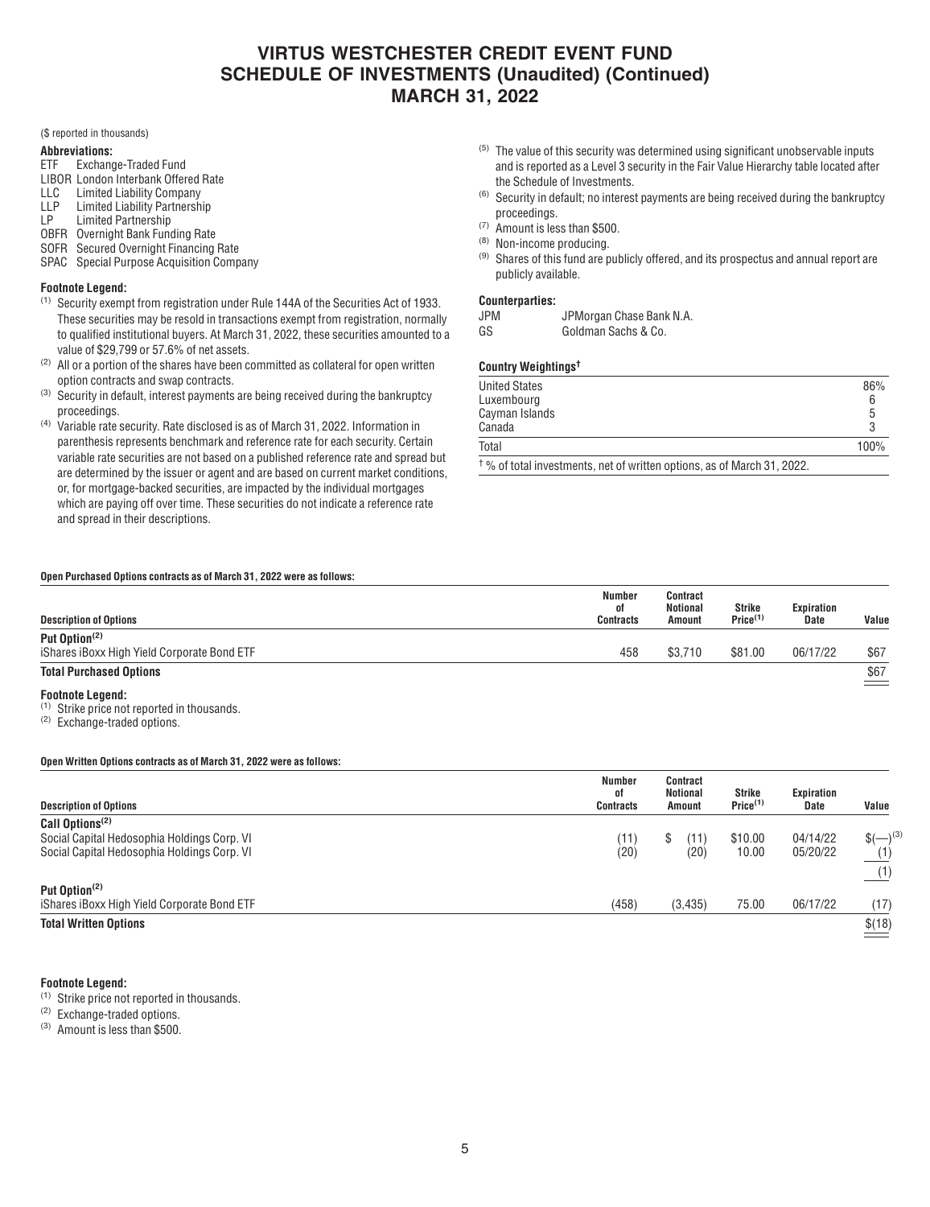# VIRTUS WESTCHESTER CREDIT EVENT FUND
# SCHEDULE OF INVESTMENTS (Unaudited) (Continued)
# MARCH 31, 2022

($ reported in thousands)

**Abbreviations:**
- ETF Exchange-Traded Fund
- LIBOR London Interbank Offered Rate
- LLC Limited Liability Company
- LLP Limited Liability Partnership
- LP Limited Partnership
- OBFR Overnight Bank Funding Rate
- SOFR Secured Overnight Financing Rate
- SPAC Special Purpose Acquisition Company

**Footnote Legend:**

(1) Security exempt from registration under Rule 144A of the Securities Act of 1933. These securities may be resold in transactions exempt from registration, normally to qualified institutional buyers. At March 31, 2022, these securities amounted to a value of $29,799 or 57.6% of net assets.

(2) All or a portion of the shares have been committed as collateral for open written option contracts and swap contracts.

(3) Security in default, interest payments are being received during the bankruptcy proceedings.

(4) Variable rate security. Rate disclosed is as of March 31, 2022. Information in parenthesis represents benchmark and reference rate for each security. Certain variable rate securities are not based on a published reference rate and spread but are determined by the issuer or agent and are based on current market conditions, or, for mortgage-backed securities, are impacted by the individual mortgages which are paying off over time. These securities do not indicate a reference rate and spread in their descriptions.

(5) The value of this security was determined using significant unobservable inputs and is reported as a Level 3 security in the Fair Value Hierarchy table located after the Schedule of Investments.

(6) Security in default; no interest payments are being received during the bankruptcy proceedings.

(7) Amount is less than $500.

(8) Non-income producing.

(9) Shares of this fund are publicly offered, and its prospectus and annual report are publicly available.

**Counterparties:**
- JPM JPMorgan Chase Bank N.A.
- GS Goldman Sachs & Co.

**Country Weightings†**

| | |
|---|---|
| United States | 86% |
| Luxembourg | 6 |
| Cayman Islands | 5 |
| Canada | 3 |
| Total | 100% |

† % of total investments, net of written options, as of March 31, 2022.

**Open Purchased Options contracts as of March 31, 2022 were as follows:**

| Description of Options | Number of Contracts | Contract Notional Amount | Strike Price[1] | Expiration Date | Value |
|---|---|---|---|---|---|
| **Put Option[2]** | | | | | |
| iShares iBoxx High Yield Corporate Bond ETF | 458 | $3,710 | $81.00 | 06/17/22 | $67 |
| **Total Purchased Options** | | | | | $67 |

**Footnote Legend:**

(1) Strike price not reported in thousands.

(2) Exchange-traded options.

**Open Written Options contracts as of March 31, 2022 were as follows:**

| Description of Options | Number of Contracts | Contract Notional Amount | Strike Price[1] | Expiration Date | Value |
|---|---|---|---|---|---|
| **Call Options[2]** | | | | | |
| Social Capital Hedosophia Holdings Corp. VI | (11) | $ (11) | $10.00 | 04/14/22 | $(—)[3] |
| Social Capital Hedosophia Holdings Corp. VI | (20) | (20) | 10.00 | 05/20/22 | (1) |
| | | | | | (1) |
| **Put Option[2]** | | | | | |
| iShares iBoxx High Yield Corporate Bond ETF | (458) | (3,435) | 75.00 | 06/17/22 | (17) |
| **Total Written Options** | | | | | $(18) |

**Footnote Legend:**

(1) Strike price not reported in thousands.

(2) Exchange-traded options.

(3) Amount is less than $500.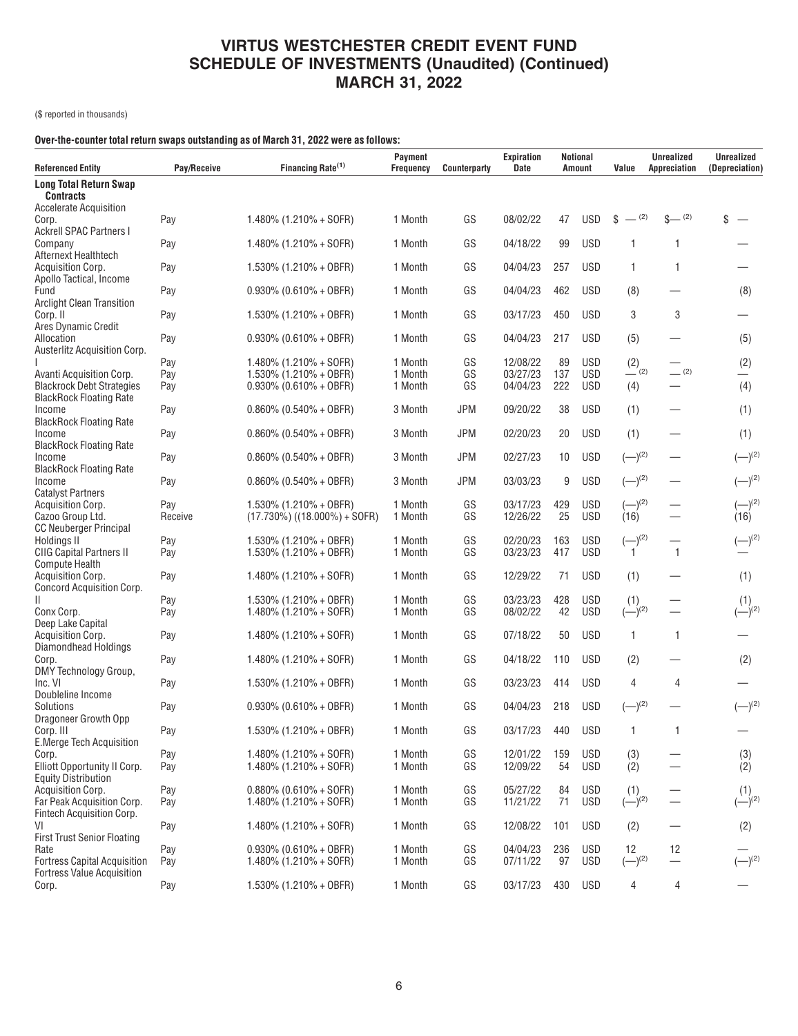# VIRTUS WESTCHESTER CREDIT EVENT FUND
## SCHEDULE OF INVESTMENTS (Unaudited) (Continued)
## MARCH 31, 2022

($ reported in thousands)

**Over-the-counter total return swaps outstanding as of March 31, 2022 were as follows:**

| Referenced Entity | Pay/Receive | Financing Rate[1] | Payment Frequency | Counterparty | Expiration Date | Notional Amount | | Value | Unrealized Appreciation | Unrealized (Depreciation) |
|---|---|---|---|---|---|---|---|---|---|---|
| **Long Total Return Swap Contracts** | | | | | | | | | | |
| Accelerate Acquisition Corp. | Pay | 1.480% (1.210% + SOFR) | 1 Month | GS | 08/02/22 | 47 | USD | $ —[2] | $—[2] | $ — |
| Ackrell SPAC Partners I Company | Pay | 1.480% (1.210% + SOFR) | 1 Month | GS | 04/18/22 | 99 | USD | 1 | 1 | — |
| Afternext Healthtech Acquisition Corp. | Pay | 1.530% (1.210% + OBFR) | 1 Month | GS | 04/04/23 | 257 | USD | 1 | 1 | — |
| Apollo Tactical, Income Fund | Pay | 0.930% (0.610% + OBFR) | 1 Month | GS | 04/04/23 | 462 | USD | (8) | — | (8) |
| Arclight Clean Transition Corp. II | Pay | 1.530% (1.210% + OBFR) | 1 Month | GS | 03/17/23 | 450 | USD | 3 | 3 | — |
| Ares Dynamic Credit Allocation | Pay | 0.930% (0.610% + OBFR) | 1 Month | GS | 04/04/23 | 217 | USD | (5) | — | (5) |
| Austerlitz Acquisition Corp. I | Pay | 1.480% (1.210% + SOFR) | 1 Month | GS | 12/08/22 | 89 | USD | (2) | — | (2) |
| Avanti Acquisition Corp. | Pay | 1.530% (1.210% + OBFR) | 1 Month | GS | 03/27/23 | 137 | USD | —[2] | —[2] | — |
| Blackrock Debt Strategies | Pay | 0.930% (0.610% + OBFR) | 1 Month | GS | 04/04/23 | 222 | USD | (4) | — | (4) |
| BlackRock Floating Rate Income | Pay | 0.860% (0.540% + OBFR) | 3 Month | JPM | 09/20/22 | 38 | USD | (1) | — | (1) |
| BlackRock Floating Rate Income | Pay | 0.860% (0.540% + OBFR) | 3 Month | JPM | 02/20/23 | 20 | USD | (1) | — | (1) |
| BlackRock Floating Rate Income | Pay | 0.860% (0.540% + OBFR) | 3 Month | JPM | 02/27/23 | 10 | USD | (—)[2] | — | (—)[2] |
| BlackRock Floating Rate Income | Pay | 0.860% (0.540% + OBFR) | 3 Month | JPM | 03/03/23 | 9 | USD | (—)[2] | — | (—)[2] |
| Catalyst Partners Acquisition Corp. | Pay | 1.530% (1.210% + OBFR) | 1 Month | GS | 03/17/23 | 429 | USD | (—)[2] | — | (—)[2] |
| Cazoo Group Ltd. | Receive | (17.730%) ((18.000%) + SOFR) | 1 Month | GS | 12/26/22 | 25 | USD | (16) | — | (16) |
| CC Neuberger Principal Holdings II | Pay | 1.530% (1.210% + OBFR) | 1 Month | GS | 02/20/23 | 163 | USD | (—)[2] | — | (—)[2] |
| CIIG Capital Partners II | Pay | 1.530% (1.210% + OBFR) | 1 Month | GS | 03/23/23 | 417 | USD | 1 | 1 | — |
| Compute Health Acquisition Corp. | Pay | 1.480% (1.210% + SOFR) | 1 Month | GS | 12/29/22 | 71 | USD | (1) | — | (1) |
| Concord Acquisition Corp. II | Pay | 1.530% (1.210% + OBFR) | 1 Month | GS | 03/23/23 | 428 | USD | (1) | — | (1) |
| Conx Corp. | Pay | 1.480% (1.210% + SOFR) | 1 Month | GS | 08/02/22 | 42 | USD | (—)[2] | — | (—)[2] |
| Deep Lake Capital Acquisition Corp. | Pay | 1.480% (1.210% + SOFR) | 1 Month | GS | 07/18/22 | 50 | USD | 1 | 1 | — |
| Diamondhead Holdings Corp. | Pay | 1.480% (1.210% + SOFR) | 1 Month | GS | 04/18/22 | 110 | USD | (2) | — | (2) |
| DMY Technology Group, Inc. VI | Pay | 1.530% (1.210% + OBFR) | 1 Month | GS | 03/23/23 | 414 | USD | 4 | 4 | — |
| Doubleline Income Solutions | Pay | 0.930% (0.610% + OBFR) | 1 Month | GS | 04/04/23 | 218 | USD | (—)[2] | — | (—)[2] |
| Dragoneer Growth Opp Corp. III | Pay | 1.530% (1.210% + OBFR) | 1 Month | GS | 03/17/23 | 440 | USD | 1 | 1 | — |
| E.Merge Tech Acquisition Corp. | Pay | 1.480% (1.210% + SOFR) | 1 Month | GS | 12/01/22 | 159 | USD | (3) | — | (3) |
| Elliott Opportunity II Corp. | Pay | 1.480% (1.210% + SOFR) | 1 Month | GS | 12/09/22 | 54 | USD | (2) | — | (2) |
| Equity Distribution Acquisition Corp. | Pay | 0.880% (0.610% + SOFR) | 1 Month | GS | 05/27/22 | 84 | USD | (1) | — | (1) |
| Far Peak Acquisition Corp. | Pay | 1.480% (1.210% + SOFR) | 1 Month | GS | 11/21/22 | 71 | USD | (—)[2] | — | (—)[2] |
| Fintech Acquisition Corp. VI | Pay | 1.480% (1.210% + SOFR) | 1 Month | GS | 12/08/22 | 101 | USD | (2) | — | (2) |
| First Trust Senior Floating Rate | Pay | 0.930% (0.610% + OBFR) | 1 Month | GS | 04/04/23 | 236 | USD | 12 | 12 | — |
| Fortress Capital Acquisition | Pay | 1.480% (1.210% + SOFR) | 1 Month | GS | 07/11/22 | 97 | USD | (—)[2] | — | (—)[2] |
| Fortress Value Acquisition Corp. | Pay | 1.530% (1.210% + OBFR) | 1 Month | GS | 03/17/23 | 430 | USD | 4 | 4 | — |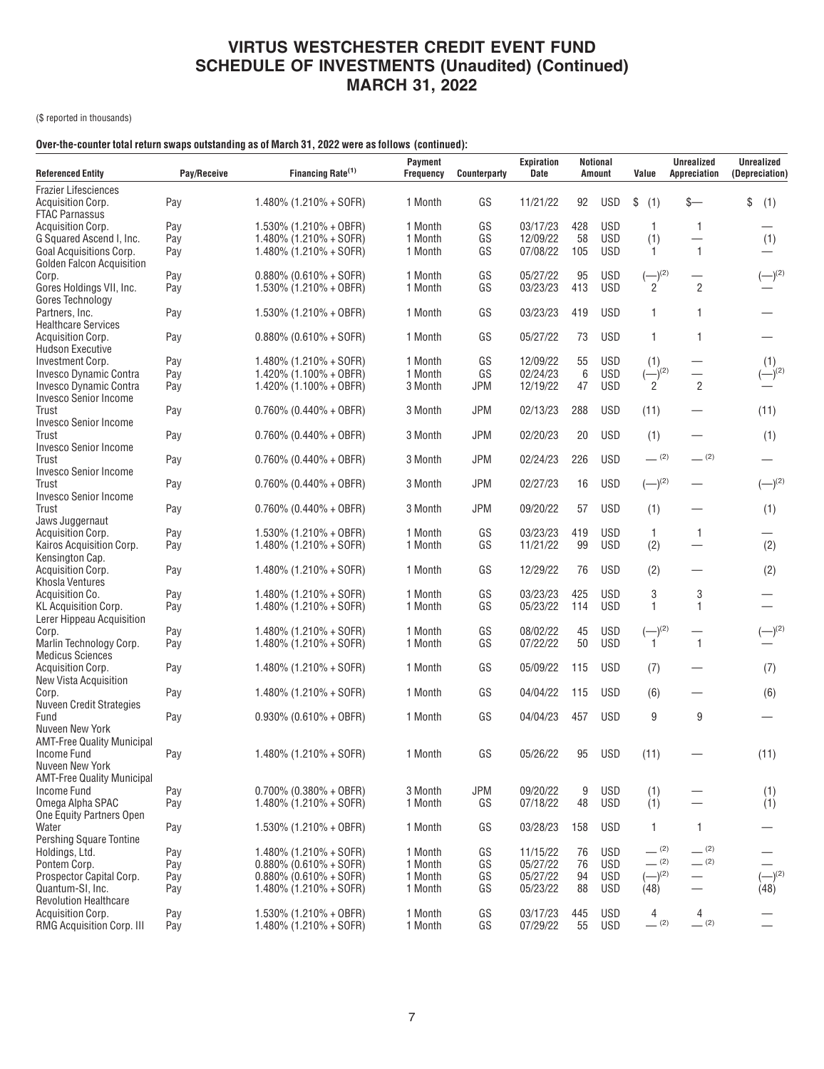# VIRTUS WESTCHESTER CREDIT EVENT FUND
# SCHEDULE OF INVESTMENTS (Unaudited) (Continued)
# MARCH 31, 2022

($ reported in thousands)

**Over-the-counter total return swaps outstanding as of March 31, 2022 were as follows (continued):**

| Referenced Entity | Pay/Receive | Financing Rate(1) | Payment Frequency | Counterparty | Expiration Date | Notional Amount | | Value | Unrealized Appreciation | Unrealized (Depreciation) |
|---|---|---|---|---|---|---|---|---|---|---|
| Frazier Lifesciences Acquisition Corp. | Pay | 1.480% (1.210% + SOFR) | 1 Month | GS | 11/21/22 | 92 | USD | $ (1) | $— | $ (1) |
| FTAC Parnassus Acquisition Corp. | Pay | 1.530% (1.210% + OBFR) | 1 Month | GS | 03/17/23 | 428 | USD | 1 | 1 | — |
| G Squared Ascend I, Inc. | Pay | 1.480% (1.210% + SOFR) | 1 Month | GS | 12/09/22 | 58 | USD | (1) | — | (1) |
| Goal Acquisitions Corp. | Pay | 1.480% (1.210% + SOFR) | 1 Month | GS | 07/08/22 | 105 | USD | 1 | 1 | — |
| Golden Falcon Acquisition Corp. | Pay | 0.880% (0.610% + SOFR) | 1 Month | GS | 05/27/22 | 95 | USD | (—)(2) | — | (—)(2) |
| Gores Holdings VII, Inc. | Pay | 1.530% (1.210% + OBFR) | 1 Month | GS | 03/23/23 | 413 | USD | 2 | 2 | — |
| Gores Technology Partners, Inc. | Pay | 1.530% (1.210% + OBFR) | 1 Month | GS | 03/23/23 | 419 | USD | 1 | 1 | — |
| Healthcare Services Acquisition Corp. | Pay | 0.880% (0.610% + SOFR) | 1 Month | GS | 05/27/22 | 73 | USD | 1 | 1 | — |
| Hudson Executive Investment Corp. | Pay | 1.480% (1.210% + SOFR) | 1 Month | GS | 12/09/22 | 55 | USD | (1) | — | (1) |
| Invesco Dynamic Contra | Pay | 1.420% (1.100% + OBFR) | 1 Month | GS | 02/24/23 | 6 | USD | (—)(2) | — | (—)(2) |
| Invesco Dynamic Contra | Pay | 1.420% (1.100% + OBFR) | 3 Month | JPM | 12/19/22 | 47 | USD | 2 | 2 | — |
| Invesco Senior Income Trust | Pay | 0.760% (0.440% + OBFR) | 3 Month | JPM | 02/13/23 | 288 | USD | (11) | — | (11) |
| Invesco Senior Income Trust | Pay | 0.760% (0.440% + OBFR) | 3 Month | JPM | 02/20/23 | 20 | USD | (1) | — | (1) |
| Invesco Senior Income Trust | Pay | 0.760% (0.440% + OBFR) | 3 Month | JPM | 02/24/23 | 226 | USD | —(2) | —(2) | — |
| Invesco Senior Income Trust | Pay | 0.760% (0.440% + OBFR) | 3 Month | JPM | 02/27/23 | 16 | USD | (—)(2) | — | (—)(2) |
| Invesco Senior Income Trust | Pay | 0.760% (0.440% + OBFR) | 3 Month | JPM | 09/20/22 | 57 | USD | (1) | — | (1) |
| Jaws Juggernaut Acquisition Corp. | Pay | 1.530% (1.210% + OBFR) | 1 Month | GS | 03/23/23 | 419 | USD | 1 | 1 | — |
| Kairos Acquisition Corp. | Pay | 1.480% (1.210% + SOFR) | 1 Month | GS | 11/21/22 | 99 | USD | (2) | — | (2) |
| Kensington Cap. Acquisition Corp. | Pay | 1.480% (1.210% + SOFR) | 1 Month | GS | 12/29/22 | 76 | USD | (2) | — | (2) |
| Khosla Ventures Acquisition Co. | Pay | 1.480% (1.210% + SOFR) | 1 Month | GS | 03/23/23 | 425 | USD | 3 | 3 | — |
| KL Acquisition Corp. | Pay | 1.480% (1.210% + SOFR) | 1 Month | GS | 05/23/22 | 114 | USD | 1 | 1 | — |
| Lerer Hippeau Acquisition Corp. | Pay | 1.480% (1.210% + SOFR) | 1 Month | GS | 08/02/22 | 45 | USD | (—)(2) | — | (—)(2) |
| Marlin Technology Corp. | Pay | 1.480% (1.210% + SOFR) | 1 Month | GS | 07/22/22 | 50 | USD | 1 | 1 | — |
| Medicus Sciences Acquisition Corp. | Pay | 1.480% (1.210% + SOFR) | 1 Month | GS | 05/09/22 | 115 | USD | (7) | — | (7) |
| New Vista Acquisition Corp. | Pay | 1.480% (1.210% + SOFR) | 1 Month | GS | 04/04/22 | 115 | USD | (6) | — | (6) |
| Nuveen Credit Strategies Fund | Pay | 0.930% (0.610% + OBFR) | 1 Month | GS | 04/04/23 | 457 | USD | 9 | 9 | — |
| Nuveen New York AMT-Free Quality Municipal Income Fund | Pay | 1.480% (1.210% + SOFR) | 1 Month | GS | 05/26/22 | 95 | USD | (11) | — | (11) |
| Nuveen New York AMT-Free Quality Municipal Income Fund | Pay | 0.700% (0.380% + OBFR) | 3 Month | JPM | 09/20/22 | 9 | USD | (1) | — | (1) |
| Omega Alpha SPAC | Pay | 1.480% (1.210% + SOFR) | 1 Month | GS | 07/18/22 | 48 | USD | (1) | — | (1) |
| One Equity Partners Open Water | Pay | 1.530% (1.210% + OBFR) | 1 Month | GS | 03/28/23 | 158 | USD | 1 | 1 | — |
| Pershing Square Tontine Holdings, Ltd. | Pay | 1.480% (1.210% + SOFR) | 1 Month | GS | 11/15/22 | 76 | USD | —(2) | —(2) | — |
| Pontem Corp. | Pay | 0.880% (0.610% + SOFR) | 1 Month | GS | 05/27/22 | 76 | USD | —(2) | —(2) | — |
| Prospector Capital Corp. | Pay | 0.880% (0.610% + SOFR) | 1 Month | GS | 05/27/22 | 94 | USD | (—)(2) | — | (—)(2) |
| Quantum-SI, Inc. | Pay | 1.480% (1.210% + SOFR) | 1 Month | GS | 05/23/22 | 88 | USD | (48) | — | (48) |
| Revolution Healthcare Acquisition Corp. | Pay | 1.530% (1.210% + OBFR) | 1 Month | GS | 03/17/23 | 445 | USD | 4 | 4 | — |
| RMG Acquisition Corp. III | Pay | 1.480% (1.210% + SOFR) | 1 Month | GS | 07/29/22 | 55 | USD | —(2) | —(2) | — |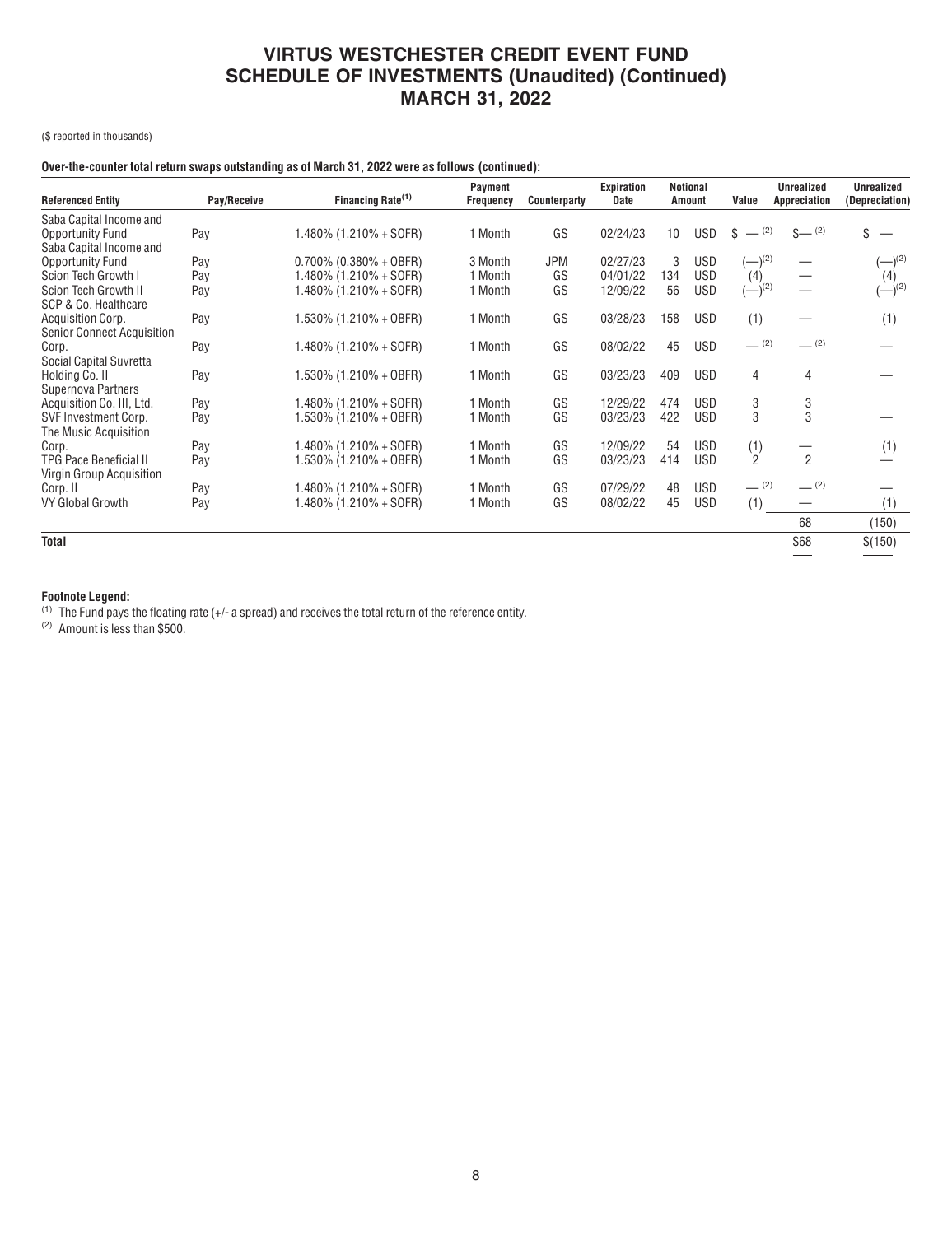# VIRTUS WESTCHESTER CREDIT EVENT FUND
# SCHEDULE OF INVESTMENTS (Unaudited) (Continued)
# MARCH 31, 2022

($ reported in thousands)

**Over-the-counter total return swaps outstanding as of March 31, 2022 were as follows (continued):**

| Referenced Entity | Pay/Receive | Financing Rate[(1)] | Payment Frequency | Counterparty | Expiration Date | Notional Amount | | Value | Unrealized Appreciation | Unrealized (Depreciation) |
|---|---|---|---|---|---|---|---|---|---|---|
| Saba Capital Income and Opportunity Fund | Pay | 1.480% (1.210% + SOFR) | 1 Month | GS | 02/24/23 | 10 | USD | $ —[(2)] | $—[(2)] | $ — |
| Saba Capital Income and Opportunity Fund | Pay | 0.700% (0.380% + OBFR) | 3 Month | JPM | 02/27/23 | 3 | USD | (—)[(2)] | — | (—)[(2)] |
| Scion Tech Growth I | Pay | 1.480% (1.210% + SOFR) | 1 Month | GS | 04/01/22 | 134 | USD | (4) | — | (4) |
| Scion Tech Growth II | Pay | 1.480% (1.210% + SOFR) | 1 Month | GS | 12/09/22 | 56 | USD | (—)[(2)] | — | (—)[(2)] |
| SCP & Co. Healthcare Acquisition Corp. | Pay | 1.530% (1.210% + OBFR) | 1 Month | GS | 03/28/23 | 158 | USD | (1) | — | (1) |
| Senior Connect Acquisition Corp. | Pay | 1.480% (1.210% + SOFR) | 1 Month | GS | 08/02/22 | 45 | USD | —[(2)] | —[(2)] | — |
| Social Capital Suvretta Holding Co. II | Pay | 1.530% (1.210% + OBFR) | 1 Month | GS | 03/23/23 | 409 | USD | 4 | 4 | — |
| Supernova Partners Acquisition Co. III, Ltd. | Pay | 1.480% (1.210% + SOFR) | 1 Month | GS | 12/29/22 | 474 | USD | 3 | 3 | |
| SVF Investment Corp. | Pay | 1.530% (1.210% + OBFR) | 1 Month | GS | 03/23/23 | 422 | USD | 3 | 3 | — |
| The Music Acquisition Corp. | Pay | 1.480% (1.210% + SOFR) | 1 Month | GS | 12/09/22 | 54 | USD | (1) | — | (1) |
| TPG Pace Beneficial II | Pay | 1.530% (1.210% + OBFR) | 1 Month | GS | 03/23/23 | 414 | USD | 2 | 2 | — |
| Virgin Group Acquisition Corp. II | Pay | 1.480% (1.210% + SOFR) | 1 Month | GS | 07/29/22 | 48 | USD | —[(2)] | —[(2)] | — |
| VY Global Growth | Pay | 1.480% (1.210% + SOFR) | 1 Month | GS | 08/02/22 | 45 | USD | (1) | — | (1) |
| | | | | | | | | | 68 | (150) |
| **Total** | | | | | | | | | $68 | $(150) |

**Footnote Legend:**

(1) The Fund pays the floating rate (+/- a spread) and receives the total return of the reference entity.

(2) Amount is less than $500.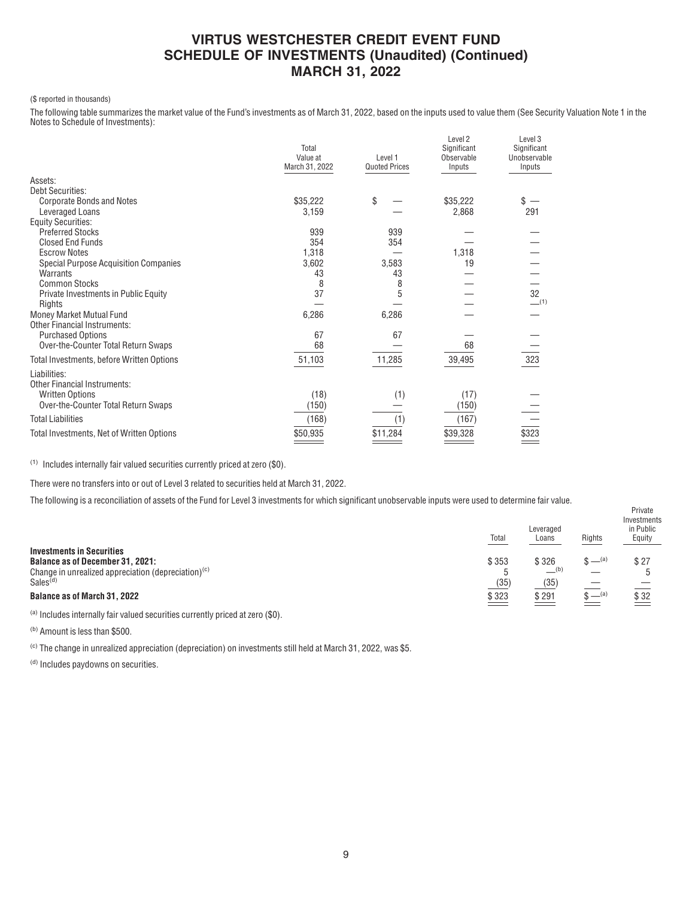# VIRTUS WESTCHESTER CREDIT EVENT FUND
## SCHEDULE OF INVESTMENTS (Unaudited) (Continued)
## MARCH 31, 2022

($ reported in thousands)

The following table summarizes the market value of the Fund's investments as of March 31, 2022, based on the inputs used to value them (See Security Valuation Note 1 in the Notes to Schedule of Investments):

| | Total Value at March 31, 2022 | Level 1 Quoted Prices | Level 2 Significant Observable Inputs | Level 3 Significant Unobservable Inputs |
|---|---|---|---|---|
| **Assets:** | | | | |
| Debt Securities: | | | | |
| Corporate Bonds and Notes | $35,222 | $ — | $35,222 | $ — |
| Leveraged Loans | 3,159 | — | 2,868 | 291 |
| Equity Securities: | | | | |
| Preferred Stocks | 939 | 939 | — | — |
| Closed End Funds | 354 | 354 | — | — |
| Escrow Notes | 1,318 | — | 1,318 | — |
| Special Purpose Acquisition Companies | 3,602 | 3,583 | 19 | — |
| Warrants | 43 | 43 | — | — |
| Common Stocks | 8 | 8 | — | — |
| Private Investments in Public Equity | 37 | 5 | — | 32 |
| Rights | — | — | — | —[1] |
| Money Market Mutual Fund | 6,286 | 6,286 | — | — |
| Other Financial Instruments: | | | | |
| Purchased Options | 67 | 67 | — | — |
| Over-the-Counter Total Return Swaps | 68 | — | 68 | — |
| Total Investments, before Written Options | 51,103 | 11,285 | 39,495 | 323 |
| **Liabilities:** | | | | |
| Other Financial Instruments: | | | | |
| Written Options | (18) | (1) | (17) | — |
| Over-the-Counter Total Return Swaps | (150) | — | (150) | — |
| Total Liabilities | (168) | (1) | (167) | — |
| Total Investments, Net of Written Options | $50,935 | $11,284 | $39,328 | $323 |

[1] Includes internally fair valued securities currently priced at zero ($0).

There were no transfers into or out of Level 3 related to securities held at March 31, 2022.

The following is a reconciliation of assets of the Fund for Level 3 investments for which significant unobservable inputs were used to determine fair value.

| | Total | Leveraged Loans | Rights | Private Investments in Public Equity |
|---|---|---|---|---|
| **Investments in Securities** | | | | |
| **Balance as of December 31, 2021:** | $ 353 | $ 326 | $ —[a] | $ 27 |
| Change in unrealized appreciation (depreciation)[c] | 5 | —[b] | — | 5 |
| Sales[d] | (35) | (35) | — | — |
| **Balance as of March 31, 2022** | $ 323 | $ 291 | $ —[a] | $ 32 |

[a] Includes internally fair valued securities currently priced at zero ($0).

[b] Amount is less than $500.

[c] The change in unrealized appreciation (depreciation) on investments still held at March 31, 2022, was $5.

[d] Includes paydowns on securities.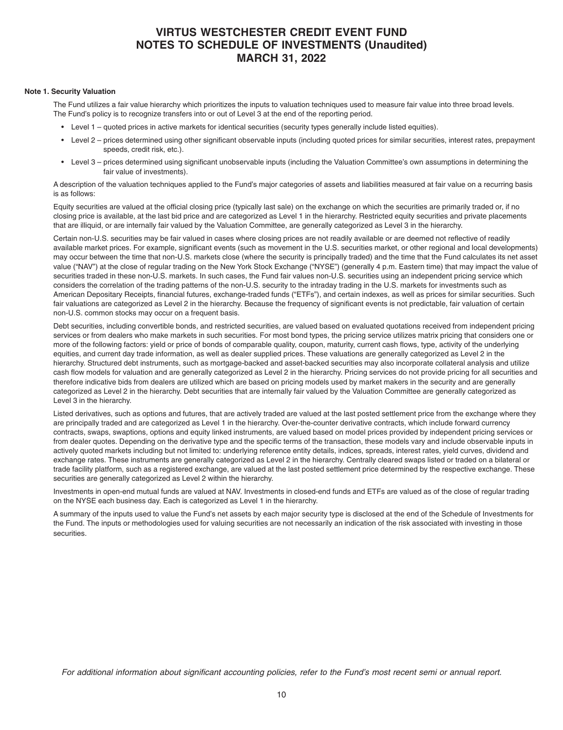# VIRTUS WESTCHESTER CREDIT EVENT FUND
# NOTES TO SCHEDULE OF INVESTMENTS (Unaudited)
# MARCH 31, 2022

**Note 1. Security Valuation**

The Fund utilizes a fair value hierarchy which prioritizes the inputs to valuation techniques used to measure fair value into three broad levels. The Fund's policy is to recognize transfers into or out of Level 3 at the end of the reporting period.

- Level 1 – quoted prices in active markets for identical securities (security types generally include listed equities).
- Level 2 – prices determined using other significant observable inputs (including quoted prices for similar securities, interest rates, prepayment speeds, credit risk, etc.).
- Level 3 – prices determined using significant unobservable inputs (including the Valuation Committee's own assumptions in determining the fair value of investments).

A description of the valuation techniques applied to the Fund's major categories of assets and liabilities measured at fair value on a recurring basis is as follows:

Equity securities are valued at the official closing price (typically last sale) on the exchange on which the securities are primarily traded or, if no closing price is available, at the last bid price and are categorized as Level 1 in the hierarchy. Restricted equity securities and private placements that are illiquid, or are internally fair valued by the Valuation Committee, are generally categorized as Level 3 in the hierarchy.

Certain non-U.S. securities may be fair valued in cases where closing prices are not readily available or are deemed not reflective of readily available market prices. For example, significant events (such as movement in the U.S. securities market, or other regional and local developments) may occur between the time that non-U.S. markets close (where the security is principally traded) and the time that the Fund calculates its net asset value ("NAV") at the close of regular trading on the New York Stock Exchange ("NYSE") (generally 4 p.m. Eastern time) that may impact the value of securities traded in these non-U.S. markets. In such cases, the Fund fair values non-U.S. securities using an independent pricing service which considers the correlation of the trading patterns of the non-U.S. security to the intraday trading in the U.S. markets for investments such as American Depositary Receipts, financial futures, exchange-traded funds ("ETFs"), and certain indexes, as well as prices for similar securities. Such fair valuations are categorized as Level 2 in the hierarchy. Because the frequency of significant events is not predictable, fair valuation of certain non-U.S. common stocks may occur on a frequent basis.

Debt securities, including convertible bonds, and restricted securities, are valued based on evaluated quotations received from independent pricing services or from dealers who make markets in such securities. For most bond types, the pricing service utilizes matrix pricing that considers one or more of the following factors: yield or price of bonds of comparable quality, coupon, maturity, current cash flows, type, activity of the underlying equities, and current day trade information, as well as dealer supplied prices. These valuations are generally categorized as Level 2 in the hierarchy. Structured debt instruments, such as mortgage-backed and asset-backed securities may also incorporate collateral analysis and utilize cash flow models for valuation and are generally categorized as Level 2 in the hierarchy. Pricing services do not provide pricing for all securities and therefore indicative bids from dealers are utilized which are based on pricing models used by market makers in the security and are generally categorized as Level 2 in the hierarchy. Debt securities that are internally fair valued by the Valuation Committee are generally categorized as Level 3 in the hierarchy.

Listed derivatives, such as options and futures, that are actively traded are valued at the last posted settlement price from the exchange where they are principally traded and are categorized as Level 1 in the hierarchy. Over-the-counter derivative contracts, which include forward currency contracts, swaps, swaptions, options and equity linked instruments, are valued based on model prices provided by independent pricing services or from dealer quotes. Depending on the derivative type and the specific terms of the transaction, these models vary and include observable inputs in actively quoted markets including but not limited to: underlying reference entity details, indices, spreads, interest rates, yield curves, dividend and exchange rates. These instruments are generally categorized as Level 2 in the hierarchy. Centrally cleared swaps listed or traded on a bilateral or trade facility platform, such as a registered exchange, are valued at the last posted settlement price determined by the respective exchange. These securities are generally categorized as Level 2 within the hierarchy.

Investments in open-end mutual funds are valued at NAV. Investments in closed-end funds and ETFs are valued as of the close of regular trading on the NYSE each business day. Each is categorized as Level 1 in the hierarchy.

A summary of the inputs used to value the Fund's net assets by each major security type is disclosed at the end of the Schedule of Investments for the Fund. The inputs or methodologies used for valuing securities are not necessarily an indication of the risk associated with investing in those securities.

*For additional information about significant accounting policies, refer to the Fund's most recent semi or annual report.*